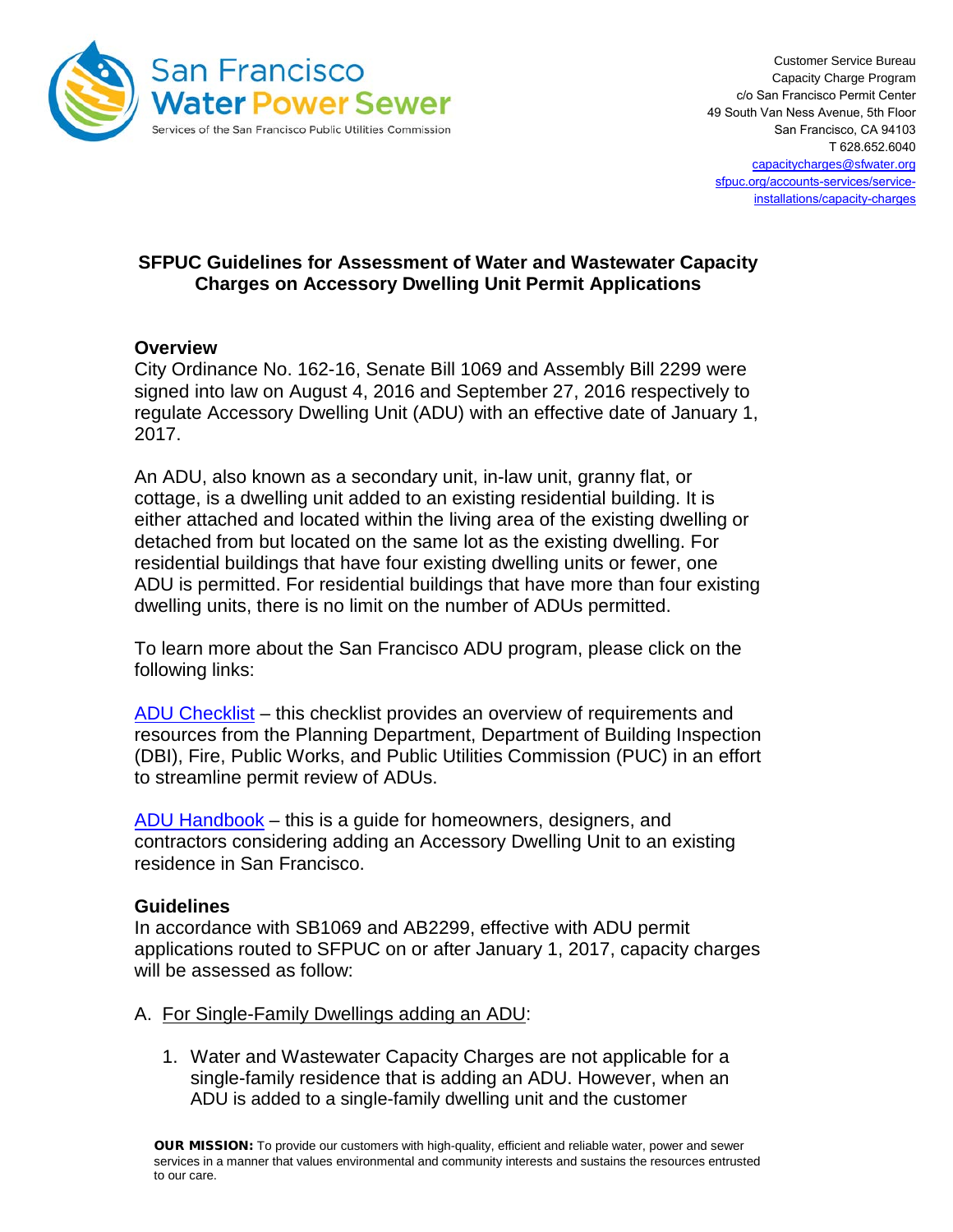San Francisco Water Power Sewer
Services of the San Francisco Public Utilities Commission

Customer Service Bureau
Capacity Charge Program
c/o San Francisco Permit Center
49 South Van Ness Avenue, 5th Floor
San Francisco, CA 94103
T 628.652.6040
capacitycharges@sfwater.org
sfpuc.org/accounts-services/service-installations/capacity-charges

## SFPUC Guidelines for Assessment of Water and Wastewater Capacity Charges on Accessory Dwelling Unit Permit Applications

### Overview

City Ordinance No. 162-16, Senate Bill 1069 and Assembly Bill 2299 were signed into law on August 4, 2016 and September 27, 2016 respectively to regulate Accessory Dwelling Unit (ADU) with an effective date of January 1, 2017.

An ADU, also known as a secondary unit, in-law unit, granny flat, or cottage, is a dwelling unit added to an existing residential building. It is either attached and located within the living area of the existing dwelling or detached from but located on the same lot as the existing dwelling. For residential buildings that have four existing dwelling units or fewer, one ADU is permitted. For residential buildings that have more than four existing dwelling units, there is no limit on the number of ADUs permitted.

To learn more about the San Francisco ADU program, please click on the following links:

ADU Checklist – this checklist provides an overview of requirements and resources from the Planning Department, Department of Building Inspection (DBI), Fire, Public Works, and Public Utilities Commission (PUC) in an effort to streamline permit review of ADUs.

ADU Handbook – this is a guide for homeowners, designers, and contractors considering adding an Accessory Dwelling Unit to an existing residence in San Francisco.

### Guidelines

In accordance with SB1069 and AB2299, effective with ADU permit applications routed to SFPUC on or after January 1, 2017, capacity charges will be assessed as follow:

A. For Single-Family Dwellings adding an ADU:

1. Water and Wastewater Capacity Charges are not applicable for a single-family residence that is adding an ADU. However, when an ADU is added to a single-family dwelling unit and the customer

**OUR MISSION:** To provide our customers with high-quality, efficient and reliable water, power and sewer services in a manner that values environmental and community interests and sustains the resources entrusted to our care.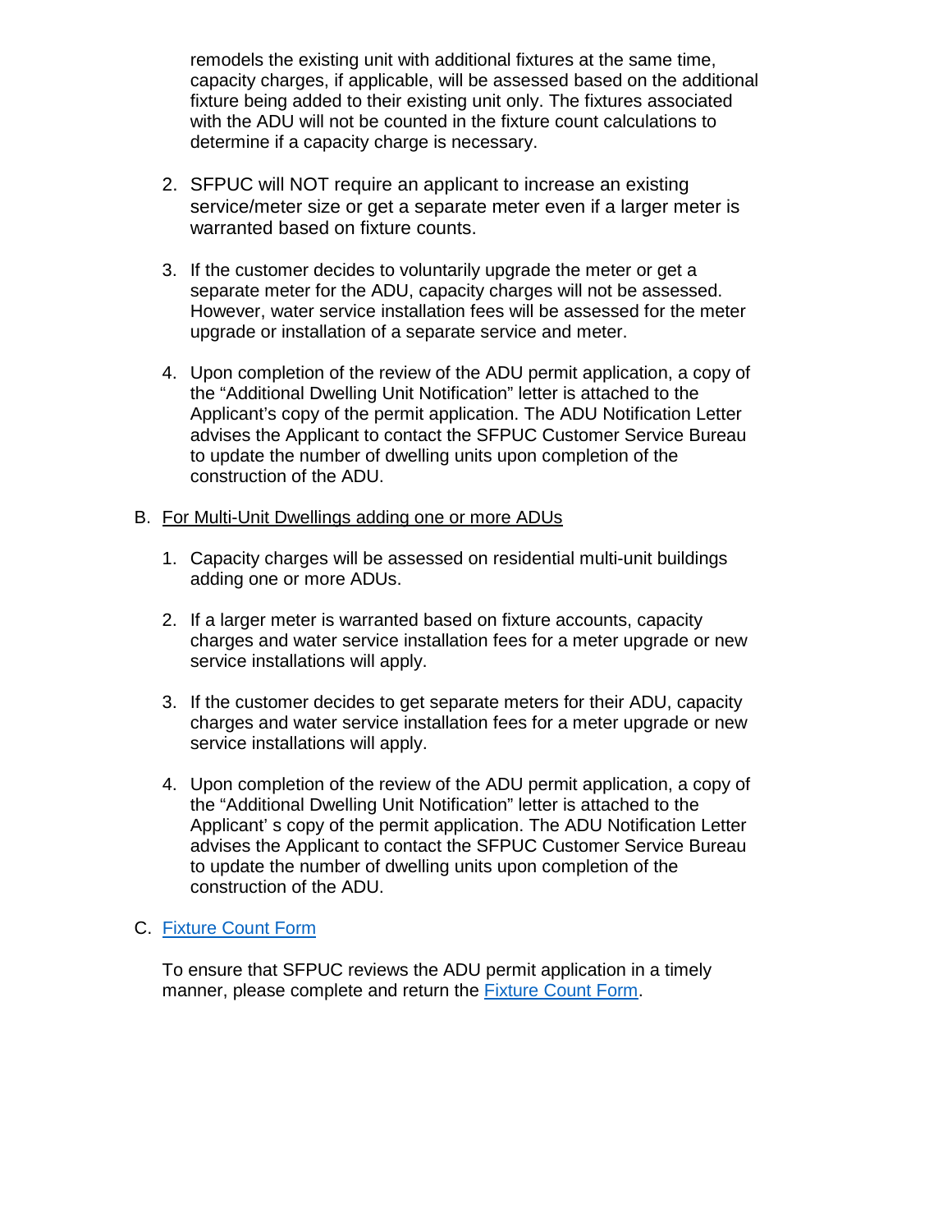remodels the existing unit with additional fixtures at the same time, capacity charges, if applicable, will be assessed based on the additional fixture being added to their existing unit only. The fixtures associated with the ADU will not be counted in the fixture count calculations to determine if a capacity charge is necessary.

2. SFPUC will NOT require an applicant to increase an existing service/meter size or get a separate meter even if a larger meter is warranted based on fixture counts.

3. If the customer decides to voluntarily upgrade the meter or get a separate meter for the ADU, capacity charges will not be assessed. However, water service installation fees will be assessed for the meter upgrade or installation of a separate service and meter.

4. Upon completion of the review of the ADU permit application, a copy of the "Additional Dwelling Unit Notification" letter is attached to the Applicant's copy of the permit application. The ADU Notification Letter advises the Applicant to contact the SFPUC Customer Service Bureau to update the number of dwelling units upon completion of the construction of the ADU.

B. For Multi-Unit Dwellings adding one or more ADUs

1. Capacity charges will be assessed on residential multi-unit buildings adding one or more ADUs.

2. If a larger meter is warranted based on fixture accounts, capacity charges and water service installation fees for a meter upgrade or new service installations will apply.

3. If the customer decides to get separate meters for their ADU, capacity charges and water service installation fees for a meter upgrade or new service installations will apply.

4. Upon completion of the review of the ADU permit application, a copy of the "Additional Dwelling Unit Notification" letter is attached to the Applicant' s copy of the permit application. The ADU Notification Letter advises the Applicant to contact the SFPUC Customer Service Bureau to update the number of dwelling units upon completion of the construction of the ADU.

C. Fixture Count Form

To ensure that SFPUC reviews the ADU permit application in a timely manner, please complete and return the Fixture Count Form.